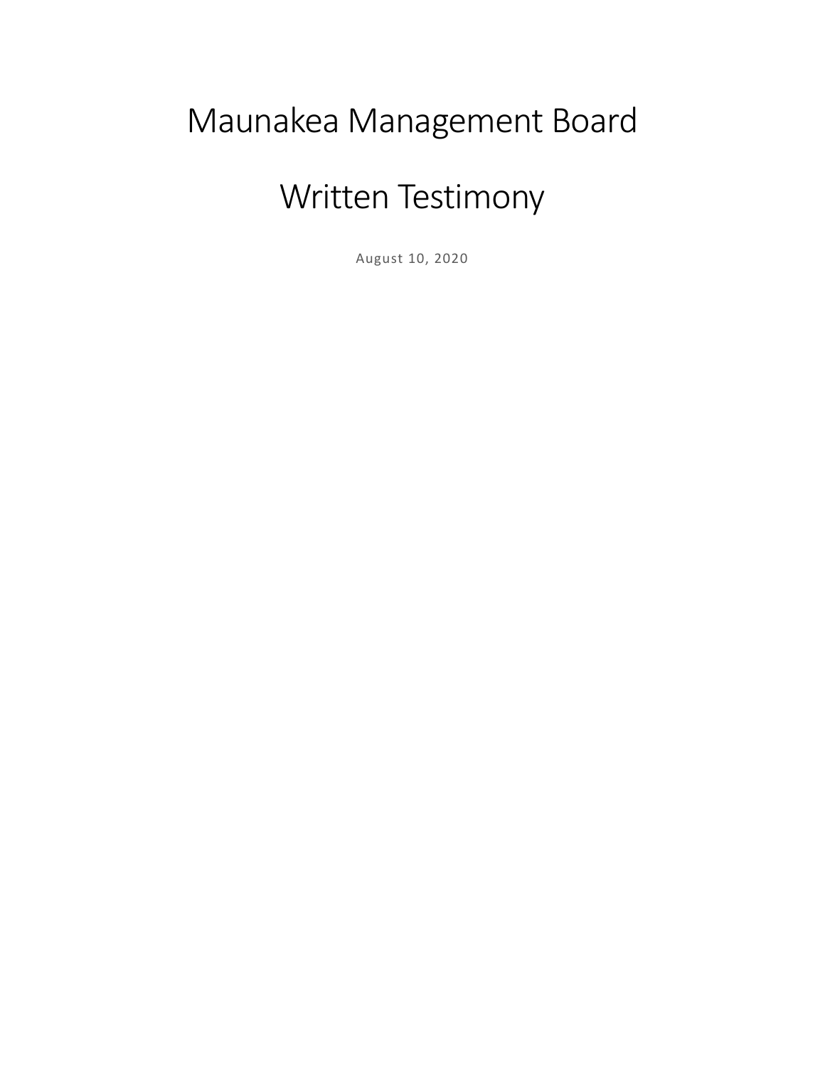# Maunakea Management Board

# Written Testimony

August 10, 2020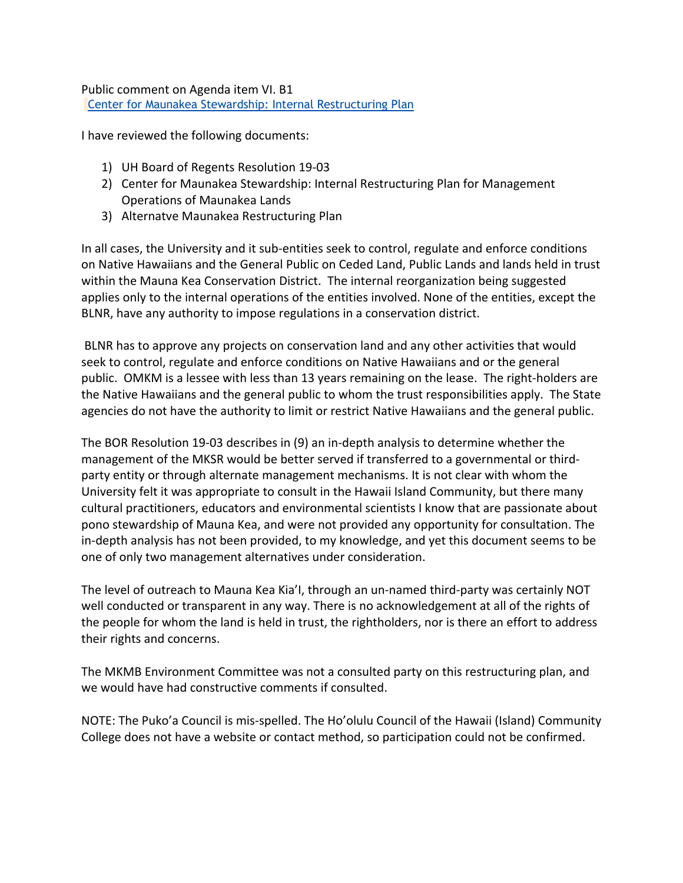Public comment on Agenda item VI. B1
[Center for Maunakea Stewardship: Internal Restructuring Plan]

I have reviewed the following documents:

1) UH Board of Regents Resolution 19-03
2) Center for Maunakea Stewardship: Internal Restructuring Plan for Management Operations of Maunakea Lands
3) Alternatve Maunakea Restructuring Plan

In all cases, the University and it sub-entities seek to control, regulate and enforce conditions on Native Hawaiians and the General Public on Ceded Land, Public Lands and lands held in trust within the Mauna Kea Conservation District. The internal reorganization being suggested applies only to the internal operations of the entities involved. None of the entities, except the BLNR, have any authority to impose regulations in a conservation district.

BLNR has to approve any projects on conservation land and any other activities that would seek to control, regulate and enforce conditions on Native Hawaiians and or the general public. OMKM is a lessee with less than 13 years remaining on the lease. The right-holders are the Native Hawaiians and the general public to whom the trust responsibilities apply. The State agencies do not have the authority to limit or restrict Native Hawaiians and the general public.

The BOR Resolution 19-03 describes in (9) an in-depth analysis to determine whether the management of the MKSR would be better served if transferred to a governmental or third-party entity or through alternate management mechanisms. It is not clear with whom the University felt it was appropriate to consult in the Hawaii Island Community, but there many cultural practitioners, educators and environmental scientists I know that are passionate about pono stewardship of Mauna Kea, and were not provided any opportunity for consultation. The in-depth analysis has not been provided, to my knowledge, and yet this document seems to be one of only two management alternatives under consideration.

The level of outreach to Mauna Kea Kia'I, through an un-named third-party was certainly NOT well conducted or transparent in any way. There is no acknowledgement at all of the rights of the people for whom the land is held in trust, the rightholders, nor is there an effort to address their rights and concerns.

The MKMB Environment Committee was not a consulted party on this restructuring plan, and we would have had constructive comments if consulted.

NOTE: The Puko'a Council is mis-spelled. The Ho'olulu Council of the Hawaii (Island) Community College does not have a website or contact method, so participation could not be confirmed.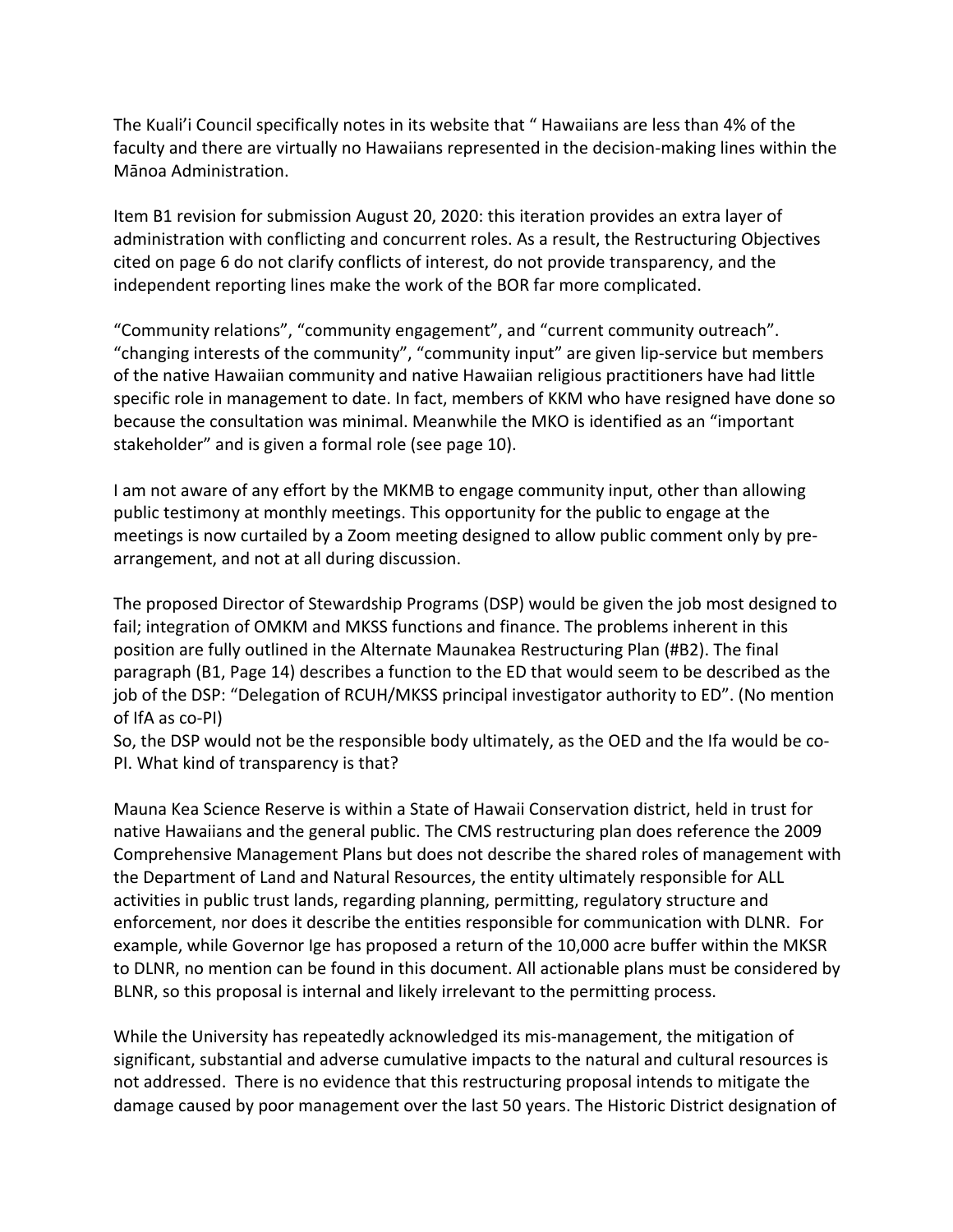The Kuali'i Council specifically notes in its website that " Hawaiians are less than 4% of the faculty and there are virtually no Hawaiians represented in the decision-making lines within the Mānoa Administration.

Item B1 revision for submission August 20, 2020: this iteration provides an extra layer of administration with conflicting and concurrent roles. As a result, the Restructuring Objectives cited on page 6 do not clarify conflicts of interest, do not provide transparency, and the independent reporting lines make the work of the BOR far more complicated.

"Community relations", "community engagement", and "current community outreach". "changing interests of the community", "community input" are given lip-service but members of the native Hawaiian community and native Hawaiian religious practitioners have had little specific role in management to date. In fact, members of KKM who have resigned have done so because the consultation was minimal. Meanwhile the MKO is identified as an "important stakeholder" and is given a formal role (see page 10).

I am not aware of any effort by the MKMB to engage community input, other than allowing public testimony at monthly meetings. This opportunity for the public to engage at the meetings is now curtailed by a Zoom meeting designed to allow public comment only by pre-arrangement, and not at all during discussion.

The proposed Director of Stewardship Programs (DSP) would be given the job most designed to fail; integration of OMKM and MKSS functions and finance. The problems inherent in this position are fully outlined in the Alternate Maunakea Restructuring Plan (#B2). The final paragraph (B1, Page 14) describes a function to the ED that would seem to be described as the job of the DSP: "Delegation of RCUH/MKSS principal investigator authority to ED". (No mention of IfA as co-PI)
So, the DSP would not be the responsible body ultimately, as the OED and the Ifa would be co-PI. What kind of transparency is that?

Mauna Kea Science Reserve is within a State of Hawaii Conservation district, held in trust for native Hawaiians and the general public. The CMS restructuring plan does reference the 2009 Comprehensive Management Plans but does not describe the shared roles of management with the Department of Land and Natural Resources, the entity ultimately responsible for ALL activities in public trust lands, regarding planning, permitting, regulatory structure and enforcement, nor does it describe the entities responsible for communication with DLNR. For example, while Governor Ige has proposed a return of the 10,000 acre buffer within the MKSR to DLNR, no mention can be found in this document. All actionable plans must be considered by BLNR, so this proposal is internal and likely irrelevant to the permitting process.

While the University has repeatedly acknowledged its mis-management, the mitigation of significant, substantial and adverse cumulative impacts to the natural and cultural resources is not addressed. There is no evidence that this restructuring proposal intends to mitigate the damage caused by poor management over the last 50 years. The Historic District designation of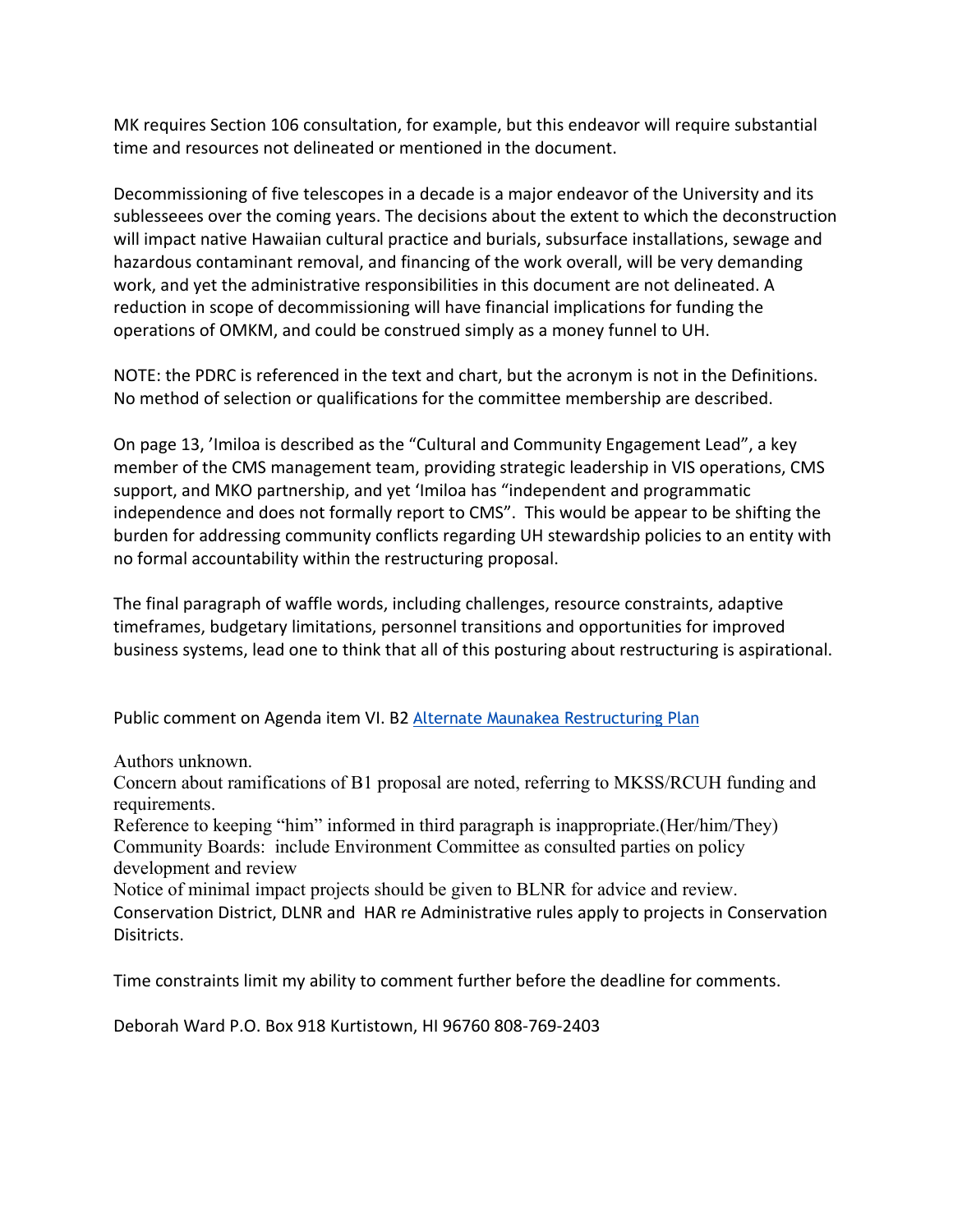MK requires Section 106 consultation, for example, but this endeavor will require substantial time and resources not delineated or mentioned in the document.

Decommissioning of five telescopes in a decade is a major endeavor of the University and its sublesseees over the coming years. The decisions about the extent to which the deconstruction will impact native Hawaiian cultural practice and burials, subsurface installations, sewage and hazardous contaminant removal, and financing of the work overall, will be very demanding work, and yet the administrative responsibilities in this document are not delineated. A reduction in scope of decommissioning will have financial implications for funding the operations of OMKM, and could be construed simply as a money funnel to UH.

NOTE: the PDRC is referenced in the text and chart, but the acronym is not in the Definitions. No method of selection or qualifications for the committee membership are described.

On page 13, 'Imiloa is described as the "Cultural and Community Engagement Lead", a key member of the CMS management team, providing strategic leadership in VIS operations, CMS support, and MKO partnership, and yet 'Imiloa has "independent and programmatic independence and does not formally report to CMS". This would be appear to be shifting the burden for addressing community conflicts regarding UH stewardship policies to an entity with no formal accountability within the restructuring proposal.

The final paragraph of waffle words, including challenges, resource constraints, adaptive timeframes, budgetary limitations, personnel transitions and opportunities for improved business systems, lead one to think that all of this posturing about restructuring is aspirational.

Public comment on Agenda item VI. B2 [Alternate Maunakea Restructuring Plan]

Authors unknown.
Concern about ramifications of B1 proposal are noted, referring to MKSS/RCUH funding and requirements.
Reference to keeping "him" informed in third paragraph is inappropriate.(Her/him/They)
Community Boards: include Environment Committee as consulted parties on policy development and review
Notice of minimal impact projects should be given to BLNR for advice and review.
Conservation District, DLNR and HAR re Administrative rules apply to projects in Conservation Disitricts.

Time constraints limit my ability to comment further before the deadline for comments.

Deborah Ward P.O. Box 918 Kurtistown, HI 96760 808-769-2403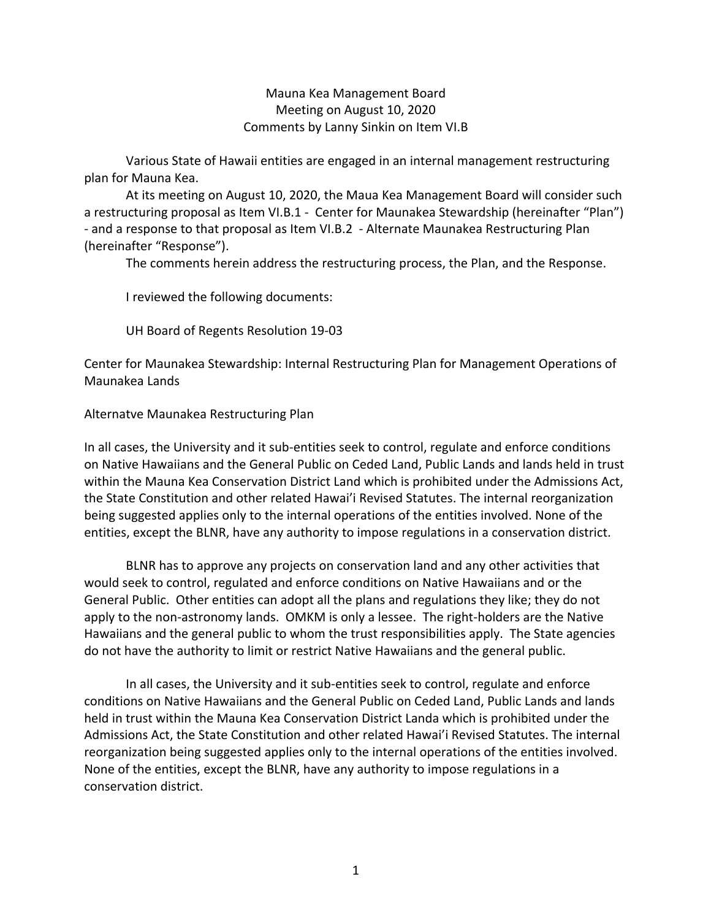Mauna Kea Management Board
Meeting on August 10, 2020
Comments by Lanny Sinkin on Item VI.B

Various State of Hawaii entities are engaged in an internal management restructuring plan for Mauna Kea.

At its meeting on August 10, 2020, the Maua Kea Management Board will consider such a restructuring proposal as Item VI.B.1 - Center for Maunakea Stewardship (hereinafter "Plan") - and a response to that proposal as Item VI.B.2 - Alternate Maunakea Restructuring Plan (hereinafter "Response").

The comments herein address the restructuring process, the Plan, and the Response.

I reviewed the following documents:

UH Board of Regents Resolution 19-03

Center for Maunakea Stewardship: Internal Restructuring Plan for Management Operations of Maunakea Lands

Alternatve Maunakea Restructuring Plan

In all cases, the University and it sub-entities seek to control, regulate and enforce conditions on Native Hawaiians and the General Public on Ceded Land, Public Lands and lands held in trust within the Mauna Kea Conservation District Land which is prohibited under the Admissions Act, the State Constitution and other related Hawai'i Revised Statutes. The internal reorganization being suggested applies only to the internal operations of the entities involved. None of the entities, except the BLNR, have any authority to impose regulations in a conservation district.

BLNR has to approve any projects on conservation land and any other activities that would seek to control, regulated and enforce conditions on Native Hawaiians and or the General Public. Other entities can adopt all the plans and regulations they like; they do not apply to the non-astronomy lands. OMKM is only a lessee. The right-holders are the Native Hawaiians and the general public to whom the trust responsibilities apply. The State agencies do not have the authority to limit or restrict Native Hawaiians and the general public.

In all cases, the University and it sub-entities seek to control, regulate and enforce conditions on Native Hawaiians and the General Public on Ceded Land, Public Lands and lands held in trust within the Mauna Kea Conservation District Landa which is prohibited under the Admissions Act, the State Constitution and other related Hawai'i Revised Statutes. The internal reorganization being suggested applies only to the internal operations of the entities involved. None of the entities, except the BLNR, have any authority to impose regulations in a conservation district.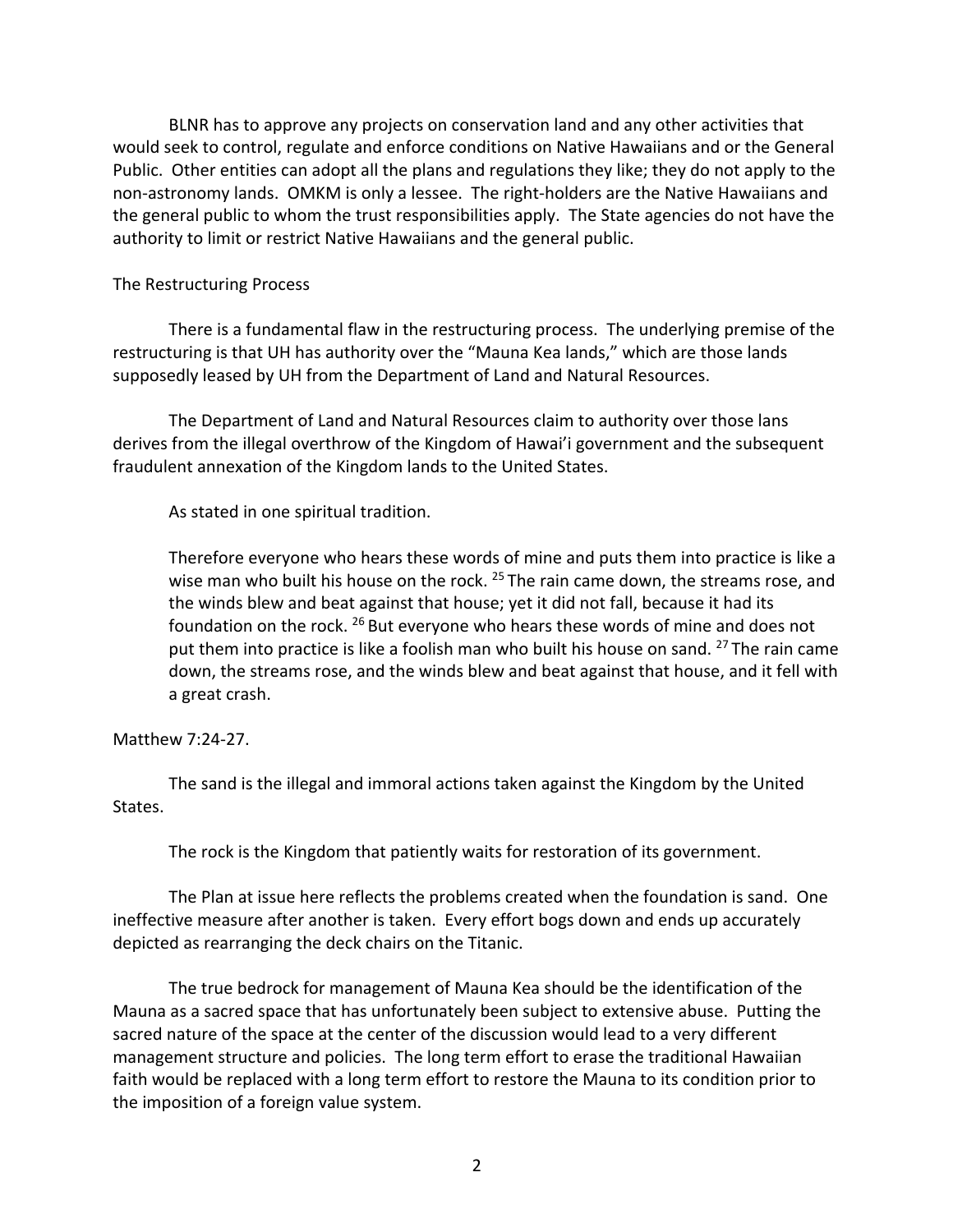BLNR has to approve any projects on conservation land and any other activities that would seek to control, regulate and enforce conditions on Native Hawaiians and or the General Public. Other entities can adopt all the plans and regulations they like; they do not apply to the non-astronomy lands. OMKM is only a lessee. The right-holders are the Native Hawaiians and the general public to whom the trust responsibilities apply. The State agencies do not have the authority to limit or restrict Native Hawaiians and the general public.

The Restructuring Process

There is a fundamental flaw in the restructuring process. The underlying premise of the restructuring is that UH has authority over the "Mauna Kea lands," which are those lands supposedly leased by UH from the Department of Land and Natural Resources.

The Department of Land and Natural Resources claim to authority over those lans derives from the illegal overthrow of the Kingdom of Hawai'i government and the subsequent fraudulent annexation of the Kingdom lands to the United States.

As stated in one spiritual tradition.

> Therefore everyone who hears these words of mine and puts them into practice is like a wise man who built his house on the rock. [25] The rain came down, the streams rose, and the winds blew and beat against that house; yet it did not fall, because it had its foundation on the rock. [26] But everyone who hears these words of mine and does not put them into practice is like a foolish man who built his house on sand. [27] The rain came down, the streams rose, and the winds blew and beat against that house, and it fell with a great crash.

Matthew 7:24-27.

The sand is the illegal and immoral actions taken against the Kingdom by the United States.

The rock is the Kingdom that patiently waits for restoration of its government.

The Plan at issue here reflects the problems created when the foundation is sand. One ineffective measure after another is taken. Every effort bogs down and ends up accurately depicted as rearranging the deck chairs on the Titanic.

The true bedrock for management of Mauna Kea should be the identification of the Mauna as a sacred space that has unfortunately been subject to extensive abuse. Putting the sacred nature of the space at the center of the discussion would lead to a very different management structure and policies. The long term effort to erase the traditional Hawaiian faith would be replaced with a long term effort to restore the Mauna to its condition prior to the imposition of a foreign value system.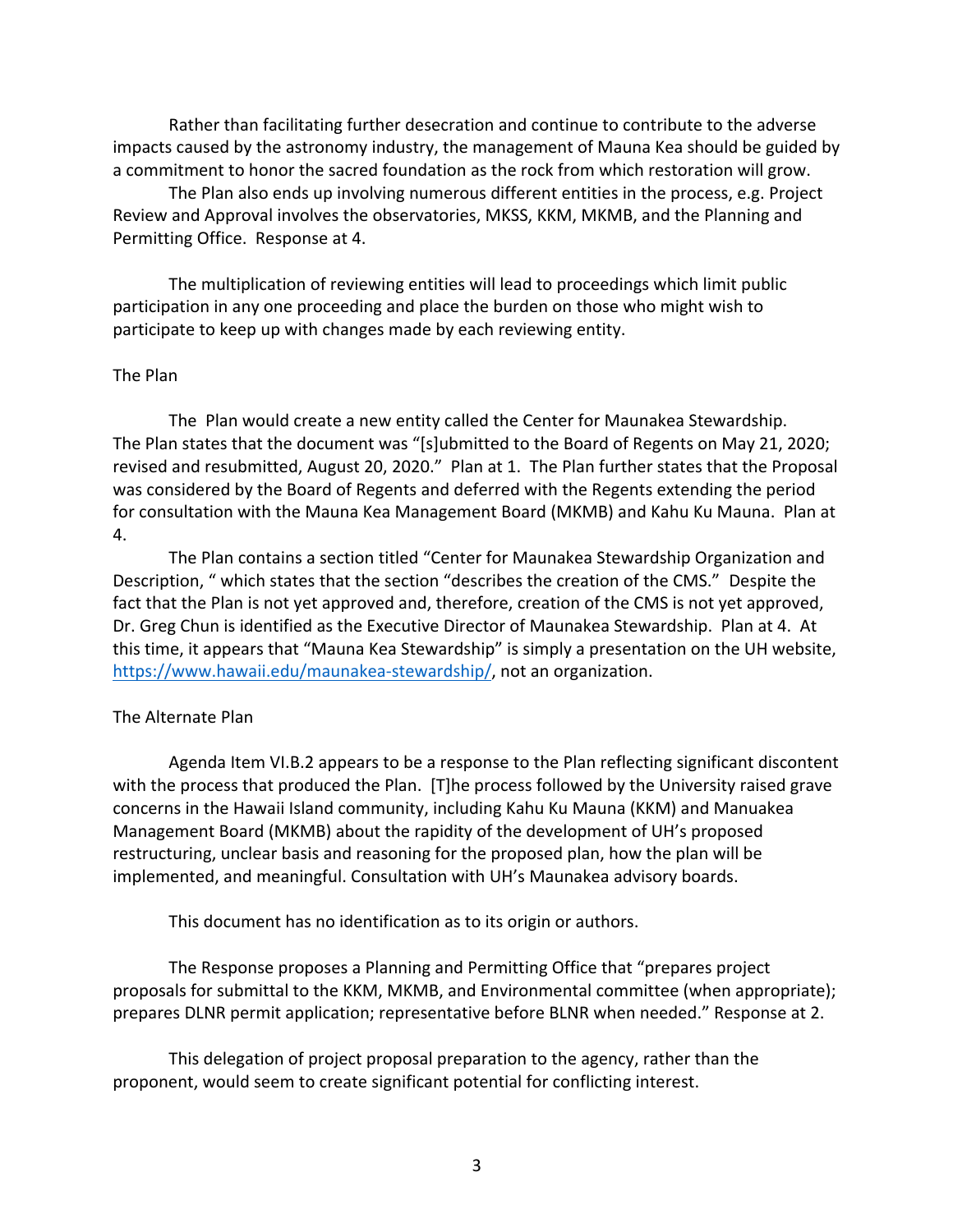Rather than facilitating further desecration and continue to contribute to the adverse impacts caused by the astronomy industry, the management of Mauna Kea should be guided by a commitment to honor the sacred foundation as the rock from which restoration will grow.

The Plan also ends up involving numerous different entities in the process, e.g. Project Review and Approval involves the observatories, MKSS, KKM, MKMB, and the Planning and Permitting Office. Response at 4.

The multiplication of reviewing entities will lead to proceedings which limit public participation in any one proceeding and place the burden on those who might wish to participate to keep up with changes made by each reviewing entity.

The Plan

The Plan would create a new entity called the Center for Maunakea Stewardship. The Plan states that the document was "[s]ubmitted to the Board of Regents on May 21, 2020; revised and resubmitted, August 20, 2020." Plan at 1. The Plan further states that the Proposal was considered by the Board of Regents and deferred with the Regents extending the period for consultation with the Mauna Kea Management Board (MKMB) and Kahu Ku Mauna. Plan at 4.

The Plan contains a section titled "Center for Maunakea Stewardship Organization and Description, " which states that the section "describes the creation of the CMS." Despite the fact that the Plan is not yet approved and, therefore, creation of the CMS is not yet approved, Dr. Greg Chun is identified as the Executive Director of Maunakea Stewardship. Plan at 4. At this time, it appears that "Mauna Kea Stewardship" is simply a presentation on the UH website, https://www.hawaii.edu/maunakea-stewardship/, not an organization.

The Alternate Plan

Agenda Item VI.B.2 appears to be a response to the Plan reflecting significant discontent with the process that produced the Plan. [T]he process followed by the University raised grave concerns in the Hawaii Island community, including Kahu Ku Mauna (KKM) and Manuakea Management Board (MKMB) about the rapidity of the development of UH's proposed restructuring, unclear basis and reasoning for the proposed plan, how the plan will be implemented, and meaningful. Consultation with UH's Maunakea advisory boards.

This document has no identification as to its origin or authors.

The Response proposes a Planning and Permitting Office that "prepares project proposals for submittal to the KKM, MKMB, and Environmental committee (when appropriate); prepares DLNR permit application; representative before BLNR when needed." Response at 2.

This delegation of project proposal preparation to the agency, rather than the proponent, would seem to create significant potential for conflicting interest.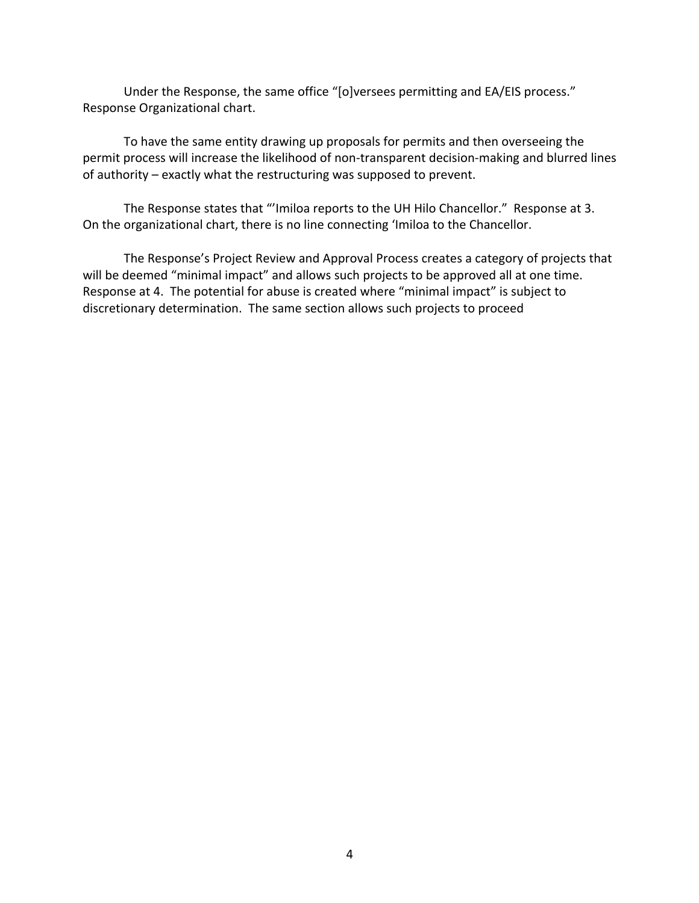Under the Response, the same office "[o]versees permitting and EA/EIS process." Response Organizational chart.

To have the same entity drawing up proposals for permits and then overseeing the permit process will increase the likelihood of non-transparent decision-making and blurred lines of authority – exactly what the restructuring was supposed to prevent.

The Response states that "'Imiloa reports to the UH Hilo Chancellor." Response at 3. On the organizational chart, there is no line connecting 'Imiloa to the Chancellor.

The Response's Project Review and Approval Process creates a category of projects that will be deemed "minimal impact" and allows such projects to be approved all at one time. Response at 4. The potential for abuse is created where "minimal impact" is subject to discretionary determination. The same section allows such projects to proceed